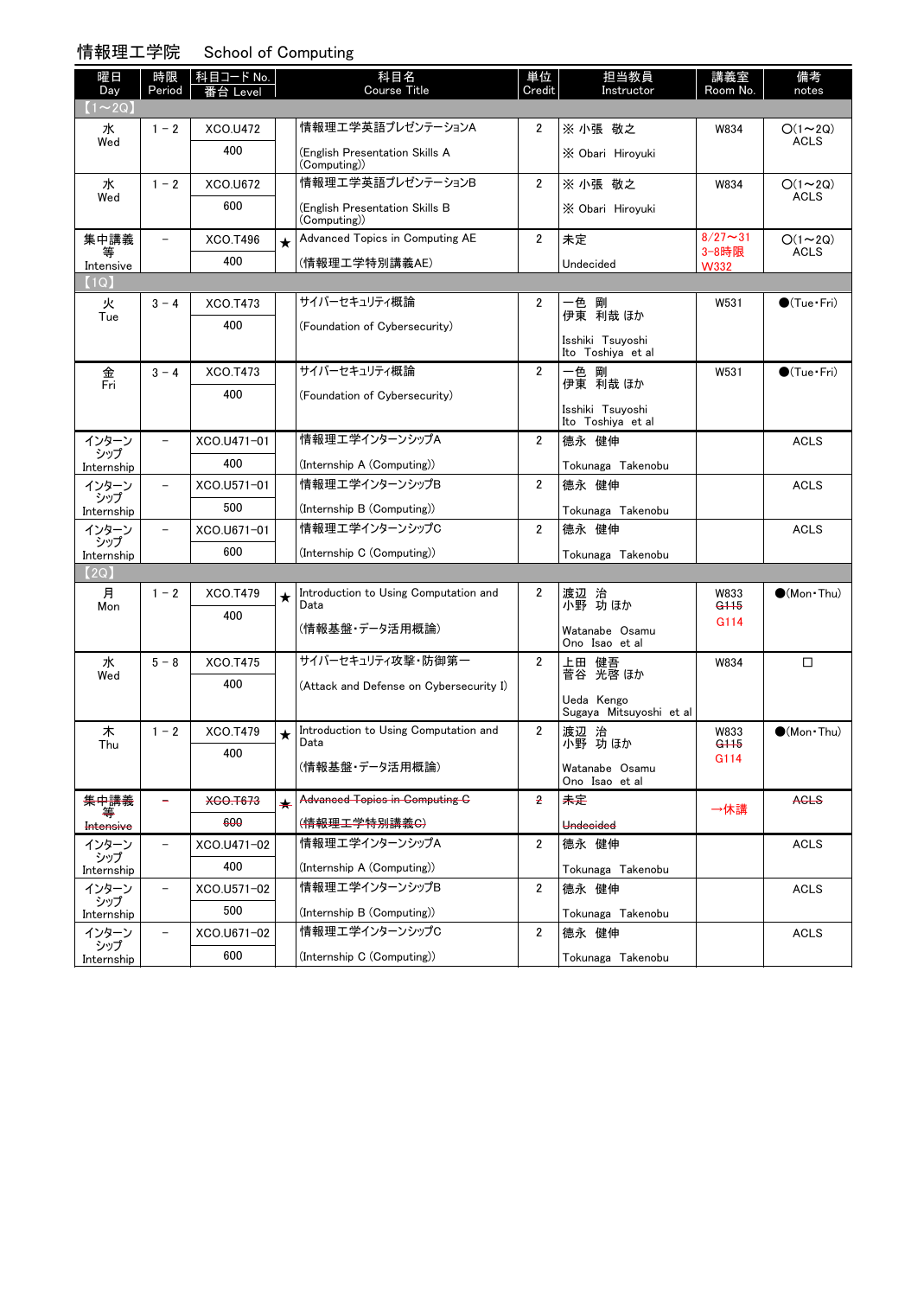# 情報理工学院　School of Computing

| 曜日 Day | 時限 Period | 科目コード No. 番台 Level | | 科目名 Course Title | 単位 Credit | 担当教員 Instructor | 講義室 Room No. | 備考 notes |
|---|---|---|---|---|---|---|---|---|
| 【1～2Q】 | | | | | | | | |
| 水 Wed | 1－2 | XCO.U472 400 | | 情報理工学英語プレゼンテーションA (English Presentation Skills A (Computing)) | 2 | ※ 小張　敬之 ※ Obari　Hiroyuki | W834 | ○(1～2Q) ACLS |
| 水 Wed | 1－2 | XCO.U672 600 | | 情報理工学英語プレゼンテーションB (English Presentation Skills B (Computing)) | 2 | ※ 小張　敬之 ※ Obari　Hiroyuki | W834 | ○(1～2Q) ACLS |
| 集中講義等 Intensive | － | XCO.T496 400 | ★ | Advanced Topics in Computing AE (情報理工学特別講義AE) | 2 | 未定 Undecided | 8/27～31 3-8時限 W332 | ○(1～2Q) ACLS |
| 【1Q】 | | | | | | | | |
| 火 Tue | 3－4 | XCO.T473 400 | | サイバーセキュリティ概論 (Foundation of Cybersecurity) | 2 | 一色　剛 伊東　利哉 ほか Isshiki　Tsuyoshi Ito　Toshiya　et al | W531 | ●(Tue・Fri) |
| 金 Fri | 3－4 | XCO.T473 400 | | サイバーセキュリティ概論 (Foundation of Cybersecurity) | 2 | 一色　剛 伊東　利哉 ほか Isshiki　Tsuyoshi Ito　Toshiya　et al | W531 | ●(Tue・Fri) |
| インターンシップ Internship | － | XCO.U471-01 400 | | 情報理工学インターンシップA (Internship A (Computing)) | 2 | 徳永　健伸 Tokunaga　Takenobu | | ACLS |
| インターンシップ Internship | － | XCO.U571-01 500 | | 情報理工学インターンシップB (Internship B (Computing)) | 2 | 徳永　健伸 Tokunaga　Takenobu | | ACLS |
| インターンシップ Internship | － | XCO.U671-01 600 | | 情報理工学インターンシップC (Internship C (Computing)) | 2 | 徳永　健伸 Tokunaga　Takenobu | | ACLS |
| 【2Q】 | | | | | | | | |
| 月 Mon | 1－2 | XCO.T479 400 | ★ | Introduction to Using Computation and Data (情報基盤・データ活用概論) | 2 | 渡辺　治 小野　功 ほか Watanabe　Osamu Ono　Isao　et al | W833 ~~G115~~ G114 | ●(Mon・Thu) |
| 水 Wed | 5－8 | XCO.T475 400 | | サイバーセキュリティ攻撃・防御第一 (Attack and Defense on Cybersecurity I) | 2 | 上田　健吾 菅谷　光啓 ほか Ueda　Kengo Sugaya　Mitsuyoshi　et al | W834 | □ |
| 木 Thu | 1－2 | XCO.T479 400 | ★ | Introduction to Using Computation and Data (情報基盤・データ活用概論) | 2 | 渡辺　治 小野　功 ほか Watanabe　Osamu Ono　Isao　et al | W833 ~~G115~~ G114 | ●(Mon・Thu) |
| ~~集中講義等 Intensive~~ | ~~－~~ | ~~XCO.T673 600~~ | ★ | ~~Advanced Topics in Computing C (情報理工学特別講義C)~~ | ~~2~~ | ~~未定 Undecided~~ | →休講 | ~~ACLS~~ |
| インターンシップ Internship | － | XCO.U471-02 400 | | 情報理工学インターンシップA (Internship A (Computing)) | 2 | 徳永　健伸 Tokunaga　Takenobu | | ACLS |
| インターンシップ Internship | － | XCO.U571-02 500 | | 情報理工学インターンシップB (Internship B (Computing)) | 2 | 徳永　健伸 Tokunaga　Takenobu | | ACLS |
| インターンシップ Internship | － | XCO.U671-02 600 | | 情報理工学インターンシップC (Internship C (Computing)) | 2 | 徳永　健伸 Tokunaga　Takenobu | | ACLS |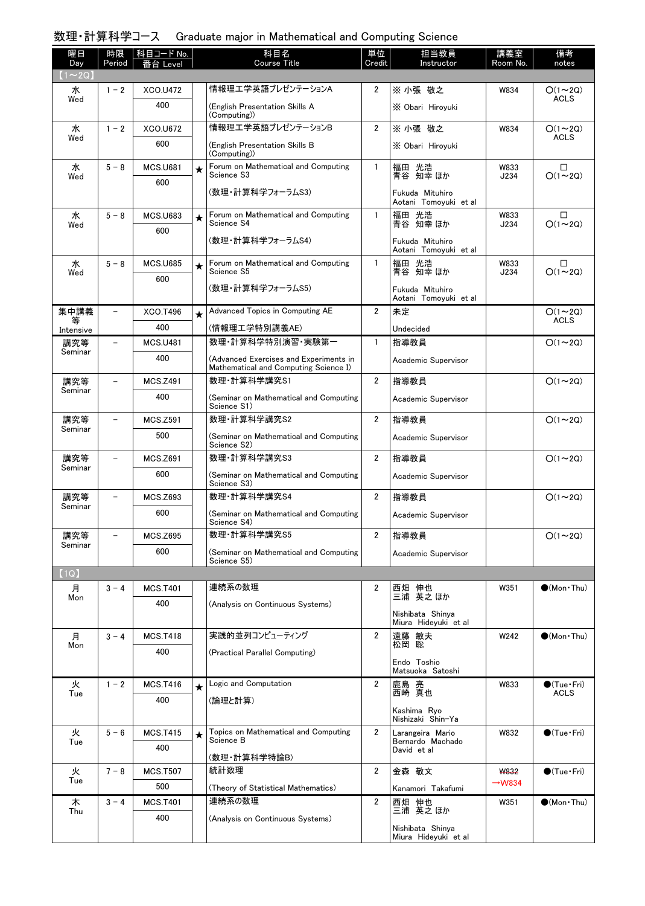# 数理・計算科学コース　Graduate major in Mathematical and Computing Science

| 曜日 Day | 時限 Period | 科目コード No. 番台 Level | | 科目名 Course Title | 単位 Credit | 担当教員 Instructor | 講義室 Room No. | 備考 notes |
|---|---|---|---|---|---|---|---|---|
| 【1～2Q】 | | | | | | | | |
| 水 Wed | 1 - 2 | XCO.U472 400 | | 情報理工学英語プレゼンテーションA (English Presentation Skills A (Computing)) | 2 | ※ 小張　敬之 ※ Obari　Hiroyuki | W834 | ○(1～2Q) ACLS |
| 水 Wed | 1 - 2 | XCO.U672 600 | | 情報理工学英語プレゼンテーションB (English Presentation Skills B (Computing)) | 2 | ※ 小張　敬之 ※ Obari　Hiroyuki | W834 | ○(1～2Q) ACLS |
| 水 Wed | 5 - 8 | MCS.U681 600 | ★ | Forum on Mathematical and Computing Science S3 (数理・計算科学フォーラムS3) | 1 | 福田　光浩 青谷　知幸 ほか Fukuda　Mituhiro Aotani　Tomoyuki　et al | W833 J234 | □ ○(1～2Q) |
| 水 Wed | 5 - 8 | MCS.U683 600 | ★ | Forum on Mathematical and Computing Science S4 (数理・計算科学フォーラムS4) | 1 | 福田　光浩 青谷　知幸 ほか Fukuda　Mituhiro Aotani　Tomoyuki　et al | W833 J234 | □ ○(1～2Q) |
| 水 Wed | 5 - 8 | MCS.U685 600 | ★ | Forum on Mathematical and Computing Science S5 (数理・計算科学フォーラムS5) | 1 | 福田　光浩 青谷　知幸 ほか Fukuda　Mituhiro Aotani　Tomoyuki　et al | W833 J234 | □ ○(1～2Q) |
| 集中講義等 Intensive | − | XCO.T496 400 | ★ | Advanced Topics in Computing AE (情報理工学特別講義AE) | 2 | 未定 Undecided | | ○(1～2Q) ACLS |
| 講究等 Seminar | − | MCS.U481 400 | | 数理・計算科学特別演習・実験第一 (Advanced Exercises and Experiments in Mathematical and Computing Science I) | 1 | 指導教員 Academic Supervisor | | ○(1～2Q) |
| 講究等 Seminar | − | MCS.Z491 400 | | 数理・計算科学講究S1 (Seminar on Mathematical and Computing Science S1) | 2 | 指導教員 Academic Supervisor | | ○(1～2Q) |
| 講究等 Seminar | − | MCS.Z591 500 | | 数理・計算科学講究S2 (Seminar on Mathematical and Computing Science S2) | 2 | 指導教員 Academic Supervisor | | ○(1～2Q) |
| 講究等 Seminar | − | MCS.Z691 600 | | 数理・計算科学講究S3 (Seminar on Mathematical and Computing Science S3) | 2 | 指導教員 Academic Supervisor | | ○(1～2Q) |
| 講究等 Seminar | − | MCS.Z693 600 | | 数理・計算科学講究S4 (Seminar on Mathematical and Computing Science S4) | 2 | 指導教員 Academic Supervisor | | ○(1～2Q) |
| 講究等 Seminar | − | MCS.Z695 600 | | 数理・計算科学講究S5 (Seminar on Mathematical and Computing Science S5) | 2 | 指導教員 Academic Supervisor | | ○(1～2Q) |
| 【1Q】 | | | | | | | | |
| 月 Mon | 3 - 4 | MCS.T401 400 | | 連続系の数理 (Analysis on Continuous Systems) | 2 | 西畑　伸也 三浦　英之 ほか Nishibata　Shinya Miura　Hideyuki　et al | W351 | ●(Mon・Thu) |
| 月 Mon | 3 - 4 | MCS.T418 400 | | 実践的並列コンピューティング (Practical Parallel Computing) | 2 | 遠藤　敏夫 松岡　聡 Endo　Toshio Matsuoka　Satoshi | W242 | ●(Mon・Thu) |
| 火 Tue | 1 - 2 | MCS.T416 400 | ★ | Logic and Computation (論理と計算) | 2 | 鹿島　亮 西崎　真也 Kashima　Ryo Nishizaki　Shin-Ya | W833 | ●(Tue・Fri) ACLS |
| 火 Tue | 5 - 6 | MCS.T415 400 | ★ | Topics on Mathematical and Computing Science B (数理・計算科学特論B) | 2 | Larangeira　Mario Bernardo　Machado David　et al | W832 | ●(Tue・Fri) |
| 火 Tue | 7 - 8 | MCS.T507 500 | | 統計数理 (Theory of Statistical Mathematics) | 2 | 金森　敬文 Kanamori　Takafumi | ~~W832~~ →W834 | ●(Tue・Fri) |
| 木 Thu | 3 - 4 | MCS.T401 400 | | 連続系の数理 (Analysis on Continuous Systems) | 2 | 西畑　伸也 三浦　英之 ほか Nishibata　Shinya Miura　Hideyuki　et al | W351 | ●(Mon・Thu) |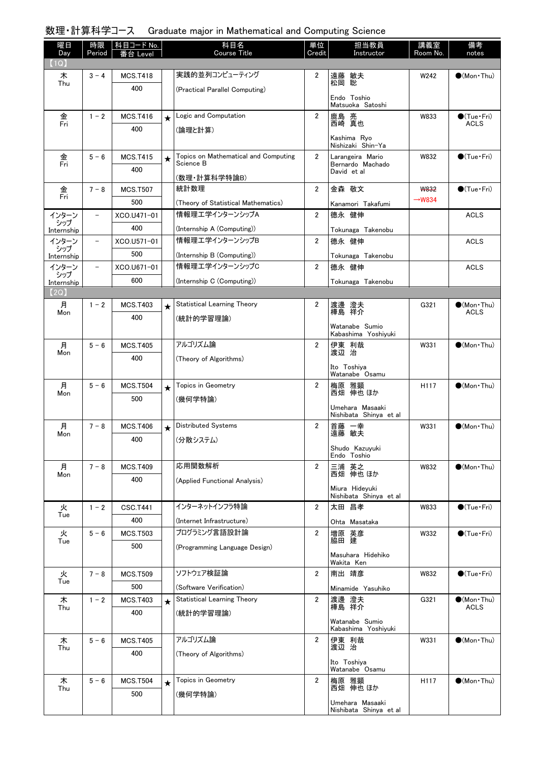## 数理・計算科学コース　Graduate major in Mathematical and Computing Science

| 曜日 Day | 時限 Period | 科目コード No. 番台 Level | | 科目名 Course Title | 単位 Credit | 担当教員 Instructor | 講義室 Room No. | 備考 notes |
|---|---|---|---|---|---|---|---|---|
| 【1Q】 | | | | | | | | |
| 木 Thu | 3 - 4 | MCS.T418 400 | | 実践的並列コンピューティング (Practical Parallel Computing) | 2 | 遠藤 敏夫 松岡 聡 Endo Toshio Matsuoka Satoshi | W242 | ●(Mon・Thu) |
| 金 Fri | 1 - 2 | MCS.T416 400 | ★ | Logic and Computation (論理と計算) | 2 | 鹿島 亮 西崎 真也 Kashima Ryo Nishizaki Shin-Ya | W833 | ●(Tue・Fri) ACLS |
| 金 Fri | 5 - 6 | MCS.T415 400 | ★ | Topics on Mathematical and Computing Science B (数理・計算科学特論B) | 2 | Larangeira Mario Bernardo Machado David et al | W832 | ●(Tue・Fri) |
| 金 Fri | 7 - 8 | MCS.T507 500 | | 統計数理 (Theory of Statistical Mathematics) | 2 | 金森 敬文 Kanamori Takafumi | ~~W832~~ →W834 | ●(Tue・Fri) |
| インターンシップ Internship | - | XCO.U471-01 400 | | 情報理工学インターンシップA (Internship A (Computing)) | 2 | 徳永 健伸 Tokunaga Takenobu | | ACLS |
| インターンシップ Internship | - | XCO.U571-01 500 | | 情報理工学インターンシップB (Internship B (Computing)) | 2 | 徳永 健伸 Tokunaga Takenobu | | ACLS |
| インターンシップ Internship | - | XCO.U671-01 600 | | 情報理工学インターンシップC (Internship C (Computing)) | 2 | 徳永 健伸 Tokunaga Takenobu | | ACLS |
| 【2Q】 | | | | | | | | |
| 月 Mon | 1 - 2 | MCS.T403 400 | ★ | Statistical Learning Theory (統計的学習理論) | 2 | 渡邊 澄夫 樺島 祥介 Watanabe Sumio Kabashima Yoshiyuki | G321 | ●(Mon・Thu) ACLS |
| 月 Mon | 5 - 6 | MCS.T405 400 | | アルゴリズム論 (Theory of Algorithms) | 2 | 伊東 利哉 渡辺 治 Ito Toshiya Watanabe Osamu | W331 | ●(Mon・Thu) |
| 月 Mon | 5 - 6 | MCS.T504 500 | ★ | Topics in Geometry (幾何学特論) | 2 | 梅原 雅顕 西畑 伸也 ほか Umehara Masaaki Nishibata Shinya et al | H117 | ●(Mon・Thu) |
| 月 Mon | 7 - 8 | MCS.T406 400 | ★ | Distributed Systems (分散システム) | 2 | 首藤 一幸 遠藤 敏夫 Shudo Kazuyuki Endo Toshio | W331 | ●(Mon・Thu) |
| 月 Mon | 7 - 8 | MCS.T409 400 | | 応用関数解析 (Applied Functional Analysis) | 2 | 三浦 英之 西畑 伸也 ほか Miura Hideyuki Nishibata Shinya et al | W832 | ●(Mon・Thu) |
| 火 Tue | 1 - 2 | CSC.T441 400 | | インターネットインフラ特論 (Internet Infrastructure) | 2 | 太田 昌孝 Ohta Masataka | W833 | ●(Tue・Fri) |
| 火 Tue | 5 - 6 | MCS.T503 500 | | プログラミング言語設計論 (Programming Language Design) | 2 | 増原 英彦 脇田 建 Masuhara Hidehiko Wakita Ken | W332 | ●(Tue・Fri) |
| 火 Tue | 7 - 8 | MCS.T509 500 | | ソフトウェア検証論 (Software Verification) | 2 | 南出 靖彦 Minamide Yasuhiko | W832 | ●(Tue・Fri) |
| 木 Thu | 1 - 2 | MCS.T403 400 | ★ | Statistical Learning Theory (統計的学習理論) | 2 | 渡邊 澄夫 樺島 祥介 Watanabe Sumio Kabashima Yoshiyuki | G321 | ●(Mon・Thu) ACLS |
| 木 Thu | 5 - 6 | MCS.T405 400 | | アルゴリズム論 (Theory of Algorithms) | 2 | 伊東 利哉 渡辺 治 Ito Toshiya Watanabe Osamu | W331 | ●(Mon・Thu) |
| 木 Thu | 5 - 6 | MCS.T504 500 | ★ | Topics in Geometry (幾何学特論) | 2 | 梅原 雅顕 西畑 伸也 ほか Umehara Masaaki Nishibata Shinya et al | H117 | ●(Mon・Thu) |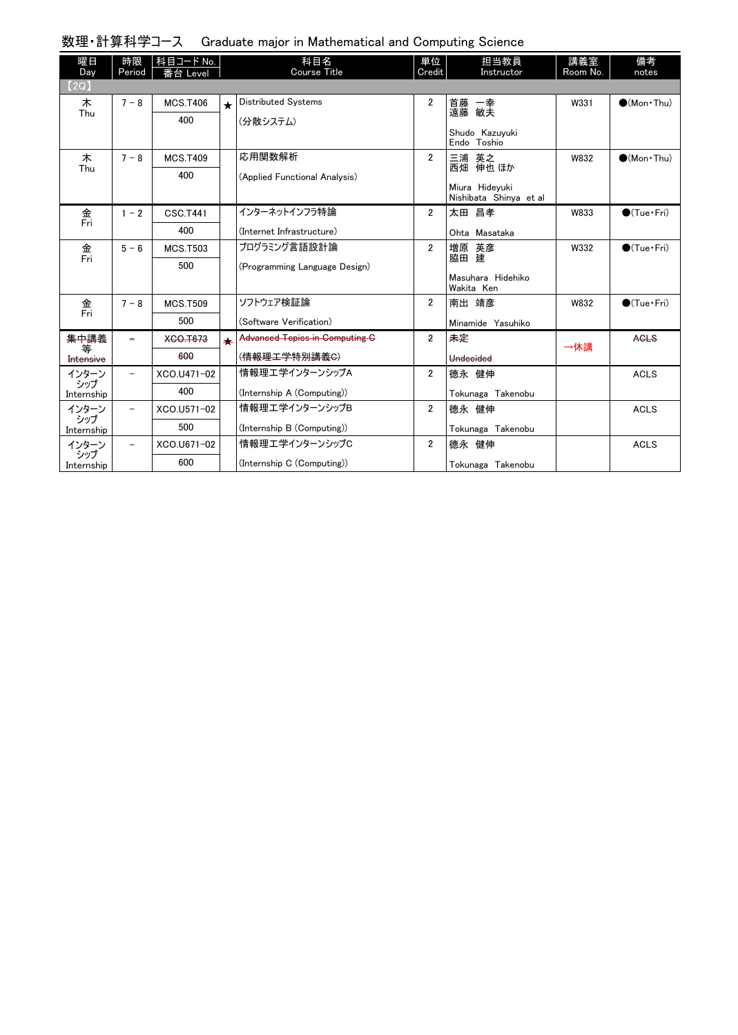# 数理・計算科学コース　Graduate major in Mathematical and Computing Science

| 曜日 Day | 時限 Period | 科目コード No. 番台 Level | | 科目名 Course Title | 単位 Credit | 担当教員 Instructor | 講義室 Room No. | 備考 notes |
|---|---|---|---|---|---|---|---|---|
| 【2Q】 | | | | | | | | |
| 木 Thu | 7－8 | MCS.T406 400 | ★ | Distributed Systems (分散システム) | 2 | 首藤 一幸 遠藤 敏夫 Shudo Kazuyuki Endo Toshio | W331 | ●(Mon・Thu) |
| 木 Thu | 7－8 | MCS.T409 400 | | 応用関数解析 (Applied Functional Analysis) | 2 | 三浦 英之 西畑 伸也 ほか Miura Hideyuki Nishibata Shinya et al | W832 | ●(Mon・Thu) |
| 金 Fri | 1－2 | CSC.T441 400 | | インターネットインフラ特論 (Internet Infrastructure) | 2 | 太田 昌孝 Ohta Masataka | W833 | ●(Tue・Fri) |
| 金 Fri | 5－6 | MCS.T503 500 | | プログラミング言語設計論 (Programming Language Design) | 2 | 増原 英彦 脇田 建 Masuhara Hidehiko Wakita Ken | W332 | ●(Tue・Fri) |
| 金 Fri | 7－8 | MCS.T509 500 | | ソフトウェア検証論 (Software Verification) | 2 | 南出 靖彦 Minamide Yasuhiko | W832 | ●(Tue・Fri) |
| ~~集中講義等 Intensive~~ | ~~－~~ | ~~XCO.T673 600~~ | ~~★~~ | ~~Advanced Topics in Computing C (情報理工学特別講義C)~~ | ~~2~~ | 未定 ~~Undecided~~ | →休講 | ~~ACLS~~ |
| インターンシップ Internship | － | XCO.U471-02 400 | | 情報理工学インターンシップA (Internship A (Computing)) | 2 | 徳永 健伸 Tokunaga Takenobu | | ACLS |
| インターンシップ Internship | － | XCO.U571-02 500 | | 情報理工学インターンシップB (Internship B (Computing)) | 2 | 徳永 健伸 Tokunaga Takenobu | | ACLS |
| インターンシップ Internship | － | XCO.U671-02 600 | | 情報理工学インターンシップC (Internship C (Computing)) | 2 | 徳永 健伸 Tokunaga Takenobu | | ACLS |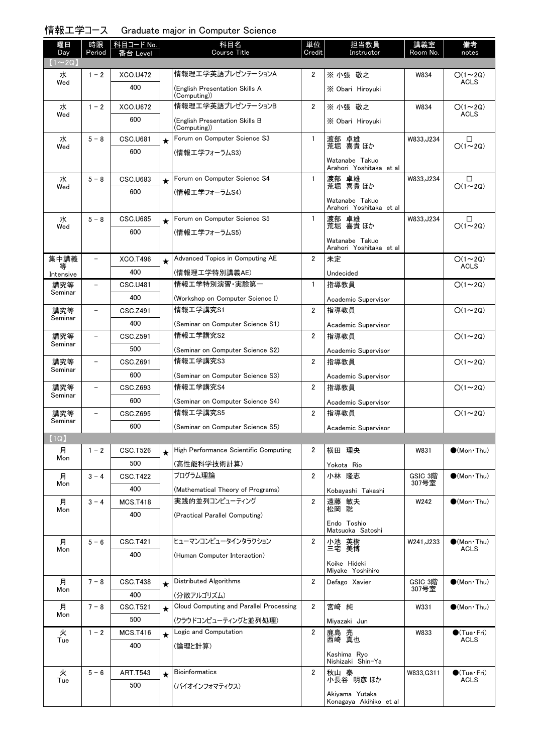## 情報工学コース　Graduate major in Computer Science

| 曜日 Day | 時限 Period | 科目コード No. 番台 Level | | 科目名 Course Title | 単位 Credit | 担当教員 Instructor | 講義室 Room No. | 備考 notes |
|---|---|---|---|---|---|---|---|---|
| 【1～2Q】 | | | | | | | | |
| 水 Wed | 1 - 2 | XCO.U472 400 | | 情報理工学英語プレゼンテーションA (English Presentation Skills A (Computing)) | 2 | ※ 小張 敬之 ※ Obari Hiroyuki | W834 | ○(1～2Q) ACLS |
| 水 Wed | 1 - 2 | XCO.U672 600 | | 情報理工学英語プレゼンテーションB (English Presentation Skills B (Computing)) | 2 | ※ 小張 敬之 ※ Obari Hiroyuki | W834 | ○(1～2Q) ACLS |
| 水 Wed | 5 - 8 | CSC.U681 600 | ★ | Forum on Computer Science S3 (情報工学フォーラムS3) | 1 | 渡部 卓雄 荒堀 喜貴 ほか Watanabe Takuo Arahori Yoshitaka et al | W833,J234 | □ ○(1～2Q) |
| 水 Wed | 5 - 8 | CSC.U683 600 | ★ | Forum on Computer Science S4 (情報工学フォーラムS4) | 1 | 渡部 卓雄 荒堀 喜貴 ほか Watanabe Takuo Arahori Yoshitaka et al | W833,J234 | □ ○(1～2Q) |
| 水 Wed | 5 - 8 | CSC.U685 600 | ★ | Forum on Computer Science S5 (情報工学フォーラムS5) | 1 | 渡部 卓雄 荒堀 喜貴 ほか Watanabe Takuo Arahori Yoshitaka et al | W833,J234 | □ ○(1～2Q) |
| 集中講義等 Intensive | － | XCO.T496 400 | ★ | Advanced Topics in Computing AE (情報理工学特別講義AE) | 2 | 未定 Undecided | | ○(1～2Q) ACLS |
| 講究等 Seminar | － | CSC.U481 400 | | 情報工学特別演習・実験第一 (Workshop on Computer Science I) | 1 | 指導教員 Academic Supervisor | | ○(1～2Q) |
| 講究等 Seminar | － | CSC.Z491 400 | | 情報工学講究S1 (Seminar on Computer Science S1) | 2 | 指導教員 Academic Supervisor | | ○(1～2Q) |
| 講究等 Seminar | － | CSC.Z591 500 | | 情報工学講究S2 (Seminar on Computer Science S2) | 2 | 指導教員 Academic Supervisor | | ○(1～2Q) |
| 講究等 Seminar | － | CSC.Z691 600 | | 情報工学講究S3 (Seminar on Computer Science S3) | 2 | 指導教員 Academic Supervisor | | ○(1～2Q) |
| 講究等 Seminar | － | CSC.Z693 600 | | 情報工学講究S4 (Seminar on Computer Science S4) | 2 | 指導教員 Academic Supervisor | | ○(1～2Q) |
| 講究等 Seminar | － | CSC.Z695 600 | | 情報工学講究S5 (Seminar on Computer Science S5) | 2 | 指導教員 Academic Supervisor | | ○(1～2Q) |
| 【1Q】 | | | | | | | | |
| 月 Mon | 1 - 2 | CSC.T526 500 | ★ | High Performance Scientific Computing (高性能科学技術計算) | 2 | 横田 理央 Yokota Rio | W831 | ●(Mon・Thu) |
| 月 Mon | 3 - 4 | CSC.T422 400 | | プログラム理論 (Mathematical Theory of Programs) | 2 | 小林 隆志 Kobayashi Takashi | GSIC 3階307号室 | ●(Mon・Thu) |
| 月 Mon | 3 - 4 | MCS.T418 400 | | 実践的並列コンピューティング (Practical Parallel Computing) | 2 | 遠藤 敏夫 松岡 聡 Endo Toshio Matsuoka Satoshi | W242 | ●(Mon・Thu) |
| 月 Mon | 5 - 6 | CSC.T421 400 | | ヒューマンコンピュータインタラクション (Human Computer Interaction) | 2 | 小池 英樹 三宅 美博 Koike Hideki Miyake Yoshihiro | W241,J233 | ●(Mon・Thu) ACLS |
| 月 Mon | 7 - 8 | CSC.T438 400 | ★ | Distributed Algorithms (分散アルゴリズム) | 2 | Defago Xavier | GSIC 3階307号室 | ●(Mon・Thu) |
| 月 Mon | 7 - 8 | CSC.T521 500 | ★ | Cloud Computing and Parallel Processing (クラウドコンピューティングと並列処理) | 2 | 宮崎 純 Miyazaki Jun | W331 | ●(Mon・Thu) |
| 火 Tue | 1 - 2 | MCS.T416 400 | ★ | Logic and Computation (論理と計算) | 2 | 鹿島 亮 西崎 真也 Kashima Ryo Nishizaki Shin-Ya | W833 | ●(Tue・Fri) ACLS |
| 火 Tue | 5 - 6 | ART.T543 500 | ★ | Bioinformatics (バイオインフォマティクス) | 2 | 秋山 泰 小長谷 明彦 ほか Akiyama Yutaka Konagaya Akihiko et al | W833,G311 | ●(Tue・Fri) ACLS |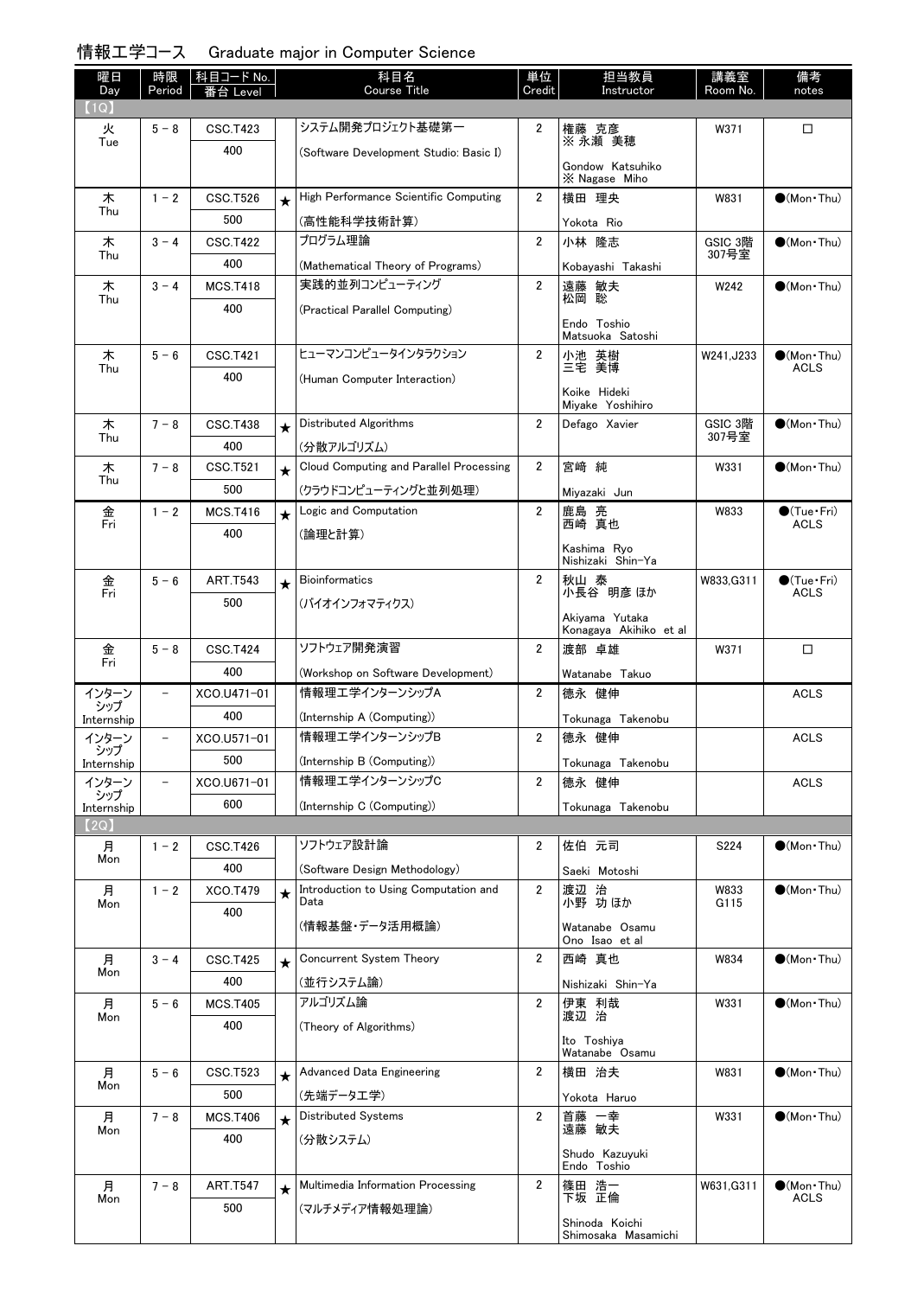## 情報工学コース　Graduate major in Computer Science

| 曜日 Day | 時限 Period | 科目コード No. 番台 Level | | 科目名 Course Title | 単位 Credit | 担当教員 Instructor | 講義室 Room No. | 備考 notes |
|---|---|---|---|---|---|---|---|---|
| 【1Q】 | | | | | | | | |
| 火 Tue | 5－8 | CSC.T423 400 | | システム開発プロジェクト基礎第一 (Software Development Studio: Basic I) | 2 | 権藤 克彦 ※ 永瀬 美穂 Gondow Katsuhiko ※ Nagase Miho | W371 | □ |
| 木 Thu | 1－2 | CSC.T526 500 | ★ | High Performance Scientific Computing (高性能科学技術計算) | 2 | 横田 理央 Yokota Rio | W831 | ●(Mon・Thu) |
| 木 Thu | 3－4 | CSC.T422 400 | | プログラム理論 (Mathematical Theory of Programs) | 2 | 小林 隆志 Kobayashi Takashi | GSIC 3階 307号室 | ●(Mon・Thu) |
| 木 Thu | 3－4 | MCS.T418 400 | | 実践的並列コンピューティング (Practical Parallel Computing) | 2 | 遠藤 敏夫 松岡 聡 Endo Toshio Matsuoka Satoshi | W242 | ●(Mon・Thu) |
| 木 Thu | 5－6 | CSC.T421 400 | | ヒューマンコンピュータインタラクション (Human Computer Interaction) | 2 | 小池 英樹 三宅 美博 Koike Hideki Miyake Yoshihiro | W241,J233 | ●(Mon・Thu) ACLS |
| 木 Thu | 7－8 | CSC.T438 400 | ★ | Distributed Algorithms (分散アルゴリズム) | 2 | Defago Xavier | GSIC 3階 307号室 | ●(Mon・Thu) |
| 木 Thu | 7－8 | CSC.T521 500 | ★ | Cloud Computing and Parallel Processing (クラウドコンピューティングと並列処理) | 2 | 宮崎 純 Miyazaki Jun | W331 | ●(Mon・Thu) |
| 金 Fri | 1－2 | MCS.T416 400 | ★ | Logic and Computation (論理と計算) | 2 | 鹿島 亮 西崎 真也 Kashima Ryo Nishizaki Shin-Ya | W833 | ●(Tue・Fri) ACLS |
| 金 Fri | 5－6 | ART.T543 500 | ★ | Bioinformatics (バイオインフォマティクス) | 2 | 秋山 泰 小長谷 明彦 ほか Akiyama Yutaka Konagaya Akihiko et al | W833,G311 | ●(Tue・Fri) ACLS |
| 金 Fri | 5－8 | CSC.T424 400 | | ソフトウェア開発演習 (Workshop on Software Development) | 2 | 渡部 卓雄 Watanabe Takuo | W371 | □ |
| インターンシップ Internship | － | XCO.U471-01 400 | | 情報理工学インターンシップA (Internship A (Computing)) | 2 | 徳永 健伸 Tokunaga Takenobu | | ACLS |
| インターンシップ Internship | － | XCO.U571-01 500 | | 情報理工学インターンシップB (Internship B (Computing)) | 2 | 徳永 健伸 Tokunaga Takenobu | | ACLS |
| インターンシップ Internship | － | XCO.U671-01 600 | | 情報理工学インターンシップC (Internship C (Computing)) | 2 | 徳永 健伸 Tokunaga Takenobu | | ACLS |
| 【2Q】 | | | | | | | | |
| 月 Mon | 1－2 | CSC.T426 400 | | ソフトウェア設計論 (Software Design Methodology) | 2 | 佐伯 元司 Saeki Motoshi | S224 | ●(Mon・Thu) |
| 月 Mon | 1－2 | XCO.T479 400 | ★ | Introduction to Using Computation and Data (情報基盤・データ活用概論) | 2 | 渡辺 治 小野 功 ほか Watanabe Osamu Ono Isao et al | W833 G115 | ●(Mon・Thu) |
| 月 Mon | 3－4 | CSC.T425 400 | ★ | Concurrent System Theory (並行システム論) | 2 | 西崎 真也 Nishizaki Shin-Ya | W834 | ●(Mon・Thu) |
| 月 Mon | 5－6 | MCS.T405 400 | | アルゴリズム論 (Theory of Algorithms) | 2 | 伊東 利哉 渡辺 治 Ito Toshiya Watanabe Osamu | W331 | ●(Mon・Thu) |
| 月 Mon | 5－6 | CSC.T523 500 | ★ | Advanced Data Engineering (先端データ工学) | 2 | 横田 治夫 Yokota Haruo | W831 | ●(Mon・Thu) |
| 月 Mon | 7－8 | MCS.T406 400 | ★ | Distributed Systems (分散システム) | 2 | 首藤 一幸 遠藤 敏夫 Shudo Kazuyuki Endo Toshio | W331 | ●(Mon・Thu) |
| 月 Mon | 7－8 | ART.T547 500 | ★ | Multimedia Information Processing (マルチメディア情報処理論) | 2 | 篠田 浩一 下坂 正倫 Shinoda Koichi Shimosaka Masamichi | W631,G311 | ●(Mon・Thu) ACLS |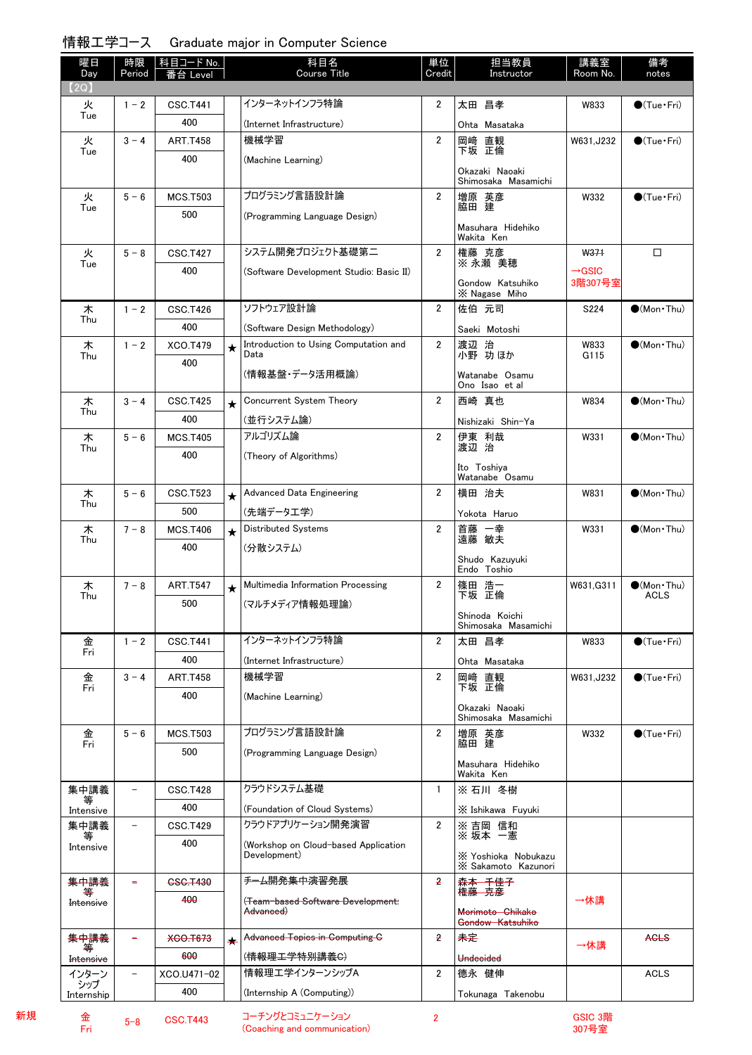# 情報工学コース　Graduate major in Computer Science

| 曜日 Day | 時限 Period | 科目コード No. 番台 Level | | 科目名 Course Title | 単位 Credit | 担当教員 Instructor | 講義室 Room No. | 備考 notes |
|---|---|---|---|---|---|---|---|---|
| 【2Q】 | | | | | | | | |
| 火 Tue | 1－2 | CSC.T441 400 | | インターネットインフラ特論 (Internet Infrastructure) | 2 | 太田 昌孝 Ohta Masataka | W833 | ●(Tue・Fri) |
| 火 Tue | 3－4 | ART.T458 400 | | 機械学習 (Machine Learning) | 2 | 岡崎 直観 下坂 正倫 Okazaki Naoaki Shimosaka Masamichi | W631,J232 | ●(Tue・Fri) |
| 火 Tue | 5－6 | MCS.T503 500 | | プログラミング言語設計論 (Programming Language Design) | 2 | 増原 英彦 脇田 建 Masuhara Hidehiko Wakita Ken | W332 | ●(Tue・Fri) |
| 火 Tue | 5－8 | CSC.T427 400 | | システム開発プロジェクト基礎第二 (Software Development Studio: Basic II) | 2 | 権藤 克彦 ※永瀬 美穂 Gondow Katsuhiko ※Nagase Miho | ~~W371~~ →GSIC 3階307号室 | □ |
| 木 Thu | 1－2 | CSC.T426 400 | | ソフトウェア設計論 (Software Design Methodology) | 2 | 佐伯 元司 Saeki Motoshi | S224 | ●(Mon・Thu) |
| 木 Thu | 1－2 | XCO.T479 400 | ★ | Introduction to Using Computation and Data (情報基盤・データ活用概論) | 2 | 渡辺 治 小野 功 ほか Watanabe Osamu Ono Isao et al | W833 G115 | ●(Mon・Thu) |
| 木 Thu | 3－4 | CSC.T425 400 | ★ | Concurrent System Theory (並行システム論) | 2 | 西崎 真也 Nishizaki Shin-Ya | W834 | ●(Mon・Thu) |
| 木 Thu | 5－6 | MCS.T405 400 | | アルゴリズム論 (Theory of Algorithms) | 2 | 伊東 利哉 渡辺 治 Ito Toshiya Watanabe Osamu | W331 | ●(Mon・Thu) |
| 木 Thu | 5－6 | CSC.T523 500 | ★ | Advanced Data Engineering (先端データ工学) | 2 | 横田 治夫 Yokota Haruo | W831 | ●(Mon・Thu) |
| 木 Thu | 7－8 | MCS.T406 400 | ★ | Distributed Systems (分散システム) | 2 | 首藤 一幸 遠藤 敏夫 Shudo Kazuyuki Endo Toshio | W331 | ●(Mon・Thu) |
| 木 Thu | 7－8 | ART.T547 500 | ★ | Multimedia Information Processing (マルチメディア情報処理論) | 2 | 篠田 浩一 下坂 正倫 Shinoda Koichi Shimosaka Masamichi | W631,G311 | ●(Mon・Thu) ACLS |
| 金 Fri | 1－2 | CSC.T441 400 | | インターネットインフラ特論 (Internet Infrastructure) | 2 | 太田 昌孝 Ohta Masataka | W833 | ●(Tue・Fri) |
| 金 Fri | 3－4 | ART.T458 400 | | 機械学習 (Machine Learning) | 2 | 岡崎 直観 下坂 正倫 Okazaki Naoaki Shimosaka Masamichi | W631,J232 | ●(Tue・Fri) |
| 金 Fri | 5－6 | MCS.T503 500 | | プログラミング言語設計論 (Programming Language Design) | 2 | 増原 英彦 脇田 建 Masuhara Hidehiko Wakita Ken | W332 | ●(Tue・Fri) |
| 集中講義等 Intensive | － | CSC.T428 400 | | クラウドシステム基礎 (Foundation of Cloud Systems) | 1 | ※石川 冬樹 ※Ishikawa Fuyuki | | |
| 集中講義等 Intensive | － | CSC.T429 400 | | クラウドアプリケーション開発演習 (Workshop on Cloud-based Application Development) | 2 | ※吉岡 信和 ※坂本 一憲 ※Yoshioka Nobukazu ※Sakamoto Kazunori | | |
| ~~集中講義等 Intensive~~ | ~~－~~ | ~~CSC.T430 400~~ | | ~~チーム開発集中演習発展 (Team-based Software Development: Advanced)~~ | ~~2~~ | ~~森本 千佳子~~ 権藤 克彦 ~~Morimoto Chikako Gondow Katsuhiko~~ | →休講 | |
| ~~集中講義等 Intensive~~ | ~~－~~ | ~~XCO.T673 600~~ | ★ | ~~Advanced Topics in Computing C (情報理工学特別講義C)~~ | ~~2~~ | ~~未定 Undecided~~ | →休講 | ~~ACLS~~ |
| インターンシップ Internship | － | XCO.U471-02 400 | | 情報理工学インターンシップA (Internship A (Computing)) | 2 | 徳永 健伸 Tokunaga Takenobu | | ACLS |
| 新規 金 Fri | 5-8 | CSC.T443 | | コーチングとコミュニケーション (Coaching and communication) | 2 | | GSIC 3階307号室 | |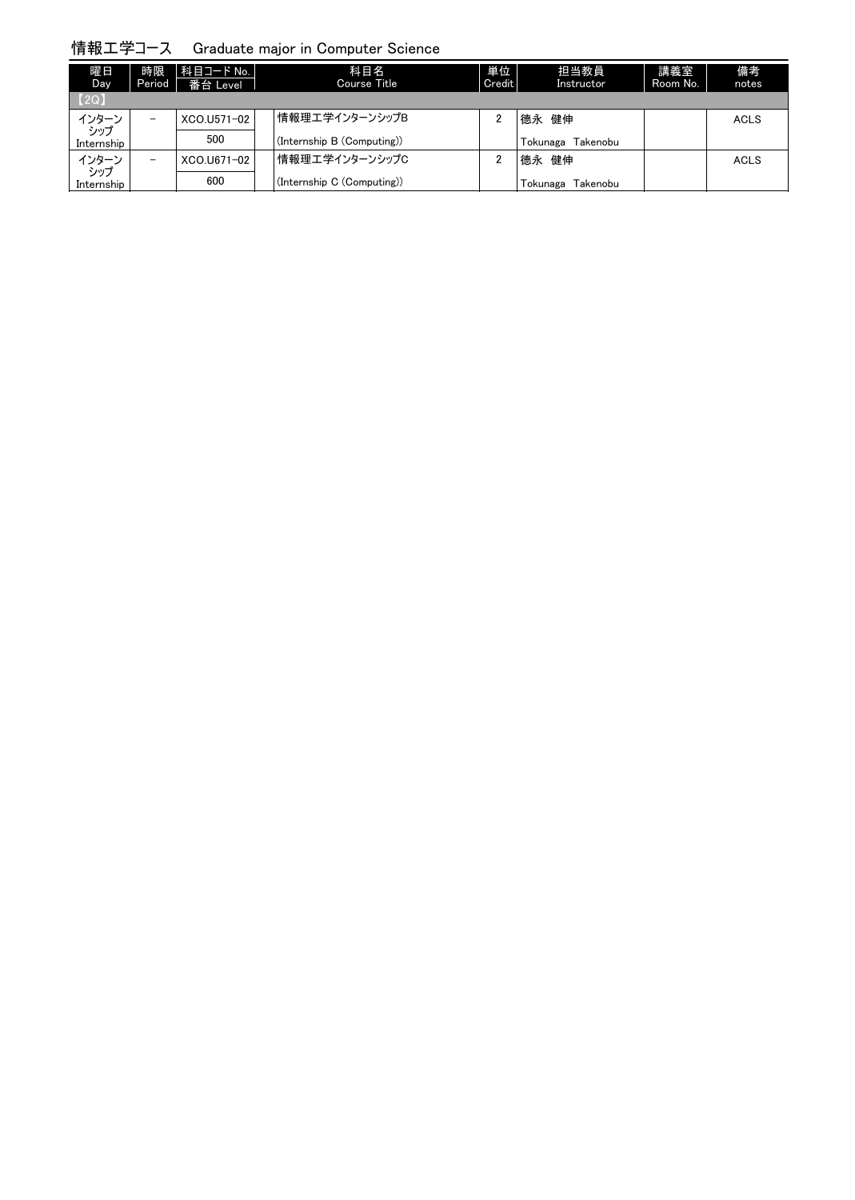## 情報工学コース　Graduate major in Computer Science

| 曜日 Day | 時限 Period | 科目コード No. 番台 Level | 科目名 Course Title | 単位 Credit | 担当教員 Instructor | 講義室 Room No. | 備考 notes |
|---|---|---|---|---|---|---|---|
| 【2Q】 | | | | | | | |
| インターンシップ Internship | － | XCO.U571-02 500 | 情報理工学インターンシップB (Internship B (Computing)) | 2 | 徳永 健伸 Tokunaga Takenobu | | ACLS |
| インターンシップ Internship | － | XCO.U671-02 600 | 情報理工学インターンシップC (Internship C (Computing)) | 2 | 徳永 健伸 Tokunaga Takenobu | | ACLS |